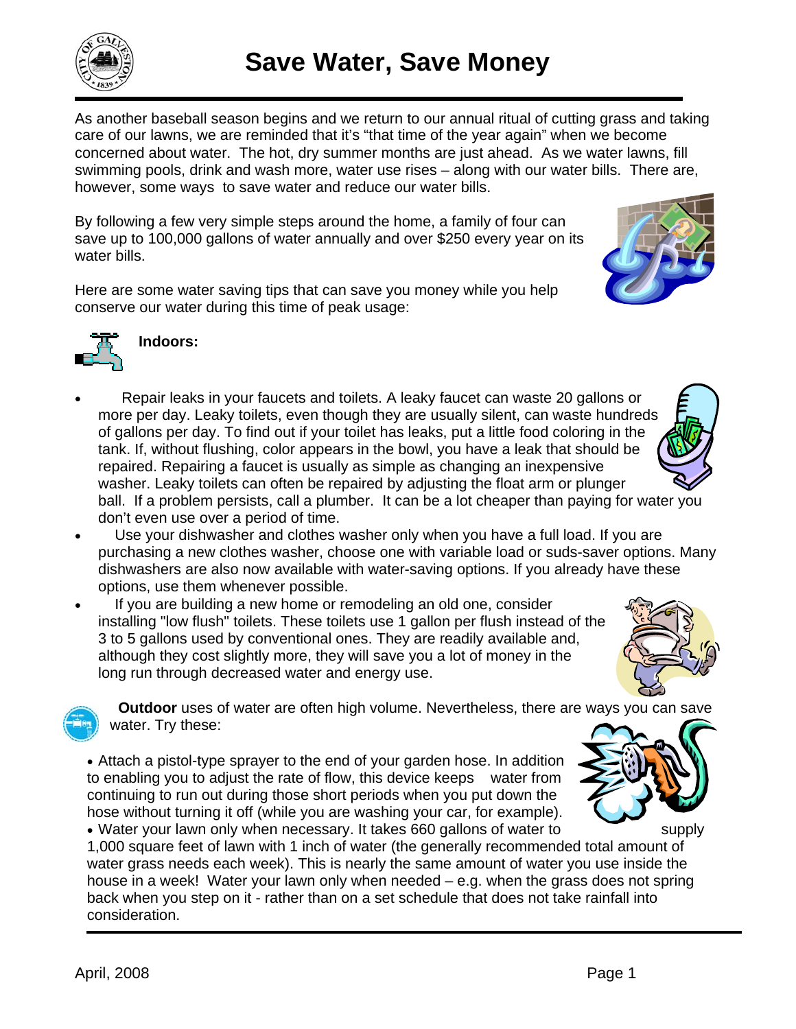# Save Water, Save Money

As another baseball season begins and we return to our annual ritual of cutting grass and taking care of our lawns, we are reminded that it's "that time of the year again" when we become concerned about water. The hot, dry summer months are just ahead. As we water lawns, fill swimming pools, drink and wash more, water use rises – along with our water bills. There are, however, some ways to save water and reduce our water bills.

By following a few very simple steps around the home, a family of four can save up to 100,000 gallons of water annually and over $250 every year on its water bills.

Here are some water saving tips that can save you money while you help conserve our water during this time of peak usage:

**Indoors:**

- Repair leaks in your faucets and toilets. A leaky faucet can waste 20 gallons or more per day. Leaky toilets, even though they are usually silent, can waste hundreds of gallons per day. To find out if your toilet has leaks, put a little food coloring in the tank. If, without flushing, color appears in the bowl, you have a leak that should be repaired. Repairing a faucet is usually as simple as changing an inexpensive washer. Leaky toilets can often be repaired by adjusting the float arm or plunger ball. If a problem persists, call a plumber. It can be a lot cheaper than paying for water you don't even use over a period of time.
- Use your dishwasher and clothes washer only when you have a full load. If you are purchasing a new clothes washer, choose one with variable load or suds-saver options. Many dishwashers are also now available with water-saving options. If you already have these options, use them whenever possible.
- If you are building a new home or remodeling an old one, consider installing "low flush" toilets. These toilets use 1 gallon per flush instead of the 3 to 5 gallons used by conventional ones. They are readily available and, although they cost slightly more, they will save you a lot of money in the long run through decreased water and energy use.

**Outdoor** uses of water are often high volume. Nevertheless, there are ways you can save water. Try these:

- Attach a pistol-type sprayer to the end of your garden hose. In addition to enabling you to adjust the rate of flow, this device keeps water from continuing to run out during those short periods when you put down the hose without turning it off (while you are washing your car, for example).
- Water your lawn only when necessary. It takes 660 gallons of water to supply 1,000 square feet of lawn with 1 inch of water (the generally recommended total amount of water grass needs each week). This is nearly the same amount of water you use inside the house in a week! Water your lawn only when needed – e.g. when the grass does not spring back when you step on it - rather than on a set schedule that does not take rainfall into consideration.

April, 2008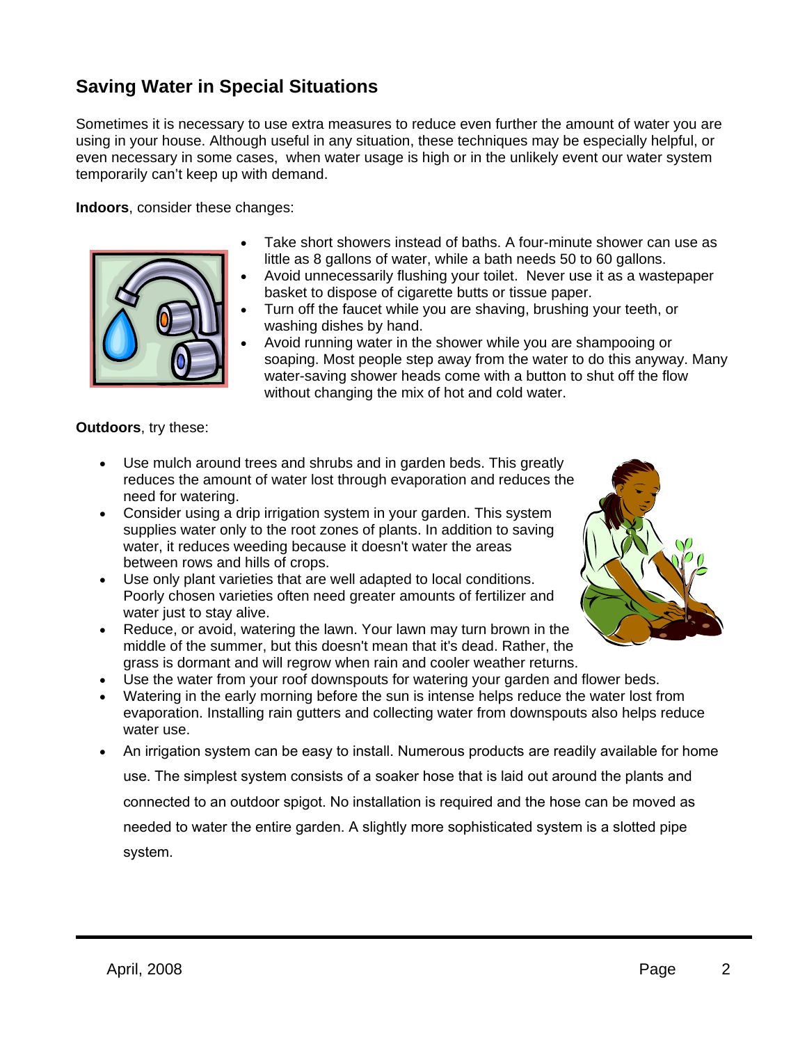## Saving Water in Special Situations

Sometimes it is necessary to use extra measures to reduce even further the amount of water you are using in your house. Although useful in any situation, these techniques may be especially helpful, or even necessary in some cases, when water usage is high or in the unlikely event our water system temporarily can't keep up with demand.

**Indoors**, consider these changes:

- Take short showers instead of baths. A four-minute shower can use as little as 8 gallons of water, while a bath needs 50 to 60 gallons.
- Avoid unnecessarily flushing your toilet. Never use it as a wastepaper basket to dispose of cigarette butts or tissue paper.
- Turn off the faucet while you are shaving, brushing your teeth, or washing dishes by hand.
- Avoid running water in the shower while you are shampooing or soaping. Most people step away from the water to do this anyway. Many water-saving shower heads come with a button to shut off the flow without changing the mix of hot and cold water.

**Outdoors**, try these:

- Use mulch around trees and shrubs and in garden beds. This greatly reduces the amount of water lost through evaporation and reduces the need for watering.
- Consider using a drip irrigation system in your garden. This system supplies water only to the root zones of plants. In addition to saving water, it reduces weeding because it doesn't water the areas between rows and hills of crops.
- Use only plant varieties that are well adapted to local conditions. Poorly chosen varieties often need greater amounts of fertilizer and water just to stay alive.
- Reduce, or avoid, watering the lawn. Your lawn may turn brown in the middle of the summer, but this doesn't mean that it's dead. Rather, the grass is dormant and will regrow when rain and cooler weather returns.
- Use the water from your roof downspouts for watering your garden and flower beds.
- Watering in the early morning before the sun is intense helps reduce the water lost from evaporation. Installing rain gutters and collecting water from downspouts also helps reduce water use.
- An irrigation system can be easy to install. Numerous products are readily available for home use. The simplest system consists of a soaker hose that is laid out around the plants and connected to an outdoor spigot. No installation is required and the hose can be moved as needed to water the entire garden. A slightly more sophisticated system is a slotted pipe system.